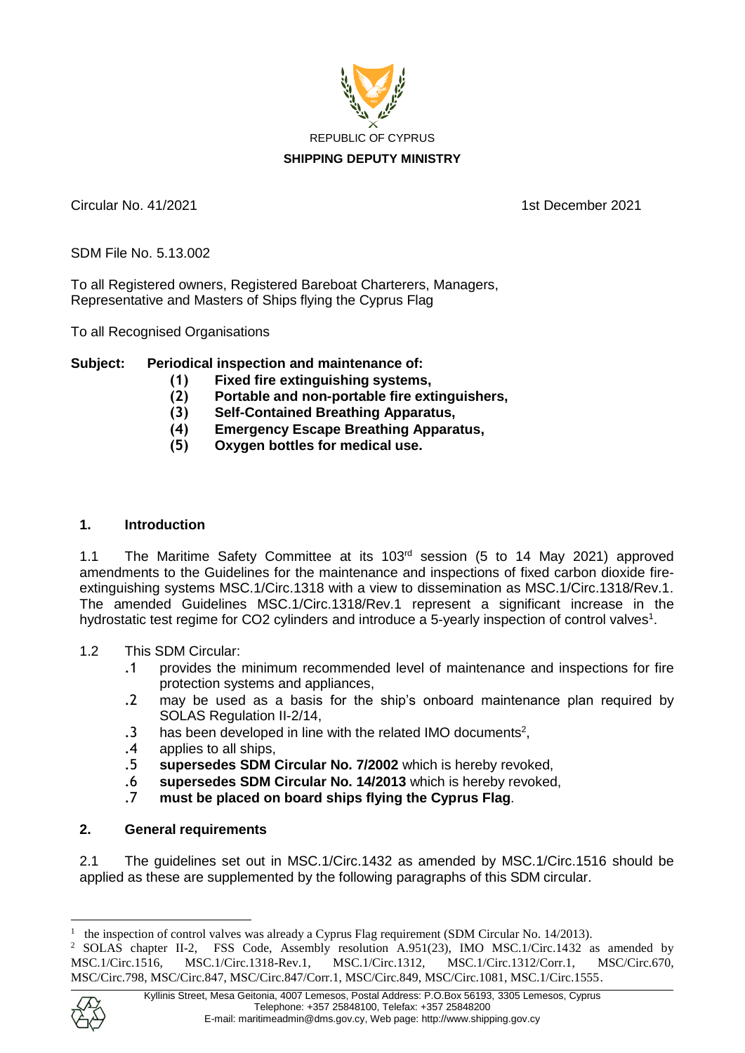REPUBLIC OF CYPRUS

**SHIPPING DEPUTY MINISTRY**

Circular No. 41/2021

1st December 2021

SDM File No. 5.13.002

To all Registered owners, Registered Bareboat Charterers, Managers, Representative and Masters of Ships flying the Cyprus Flag

To all Recognised Organisations

**Subject: Periodical inspection and maintenance of:**

**(1) Fixed fire extinguishing systems,**
**(2) Portable and non-portable fire extinguishers,**
**(3) Self-Contained Breathing Apparatus,**
**(4) Emergency Escape Breathing Apparatus,**
**(5) Oxygen bottles for medical use.**

## 1. Introduction

1.1 The Maritime Safety Committee at its 103rd session (5 to 14 May 2021) approved amendments to the Guidelines for the maintenance and inspections of fixed carbon dioxide fire-extinguishing systems MSC.1/Circ.1318 with a view to dissemination as MSC.1/Circ.1318/Rev.1. The amended Guidelines MSC.1/Circ.1318/Rev.1 represent a significant increase in the hydrostatic test regime for CO2 cylinders and introduce a 5-yearly inspection of control valves[1].

1.2 This SDM Circular:

.1 provides the minimum recommended level of maintenance and inspections for fire protection systems and appliances,

.2 may be used as a basis for the ship's onboard maintenance plan required by SOLAS Regulation II-2/14,

.3 has been developed in line with the related IMO documents[2],

.4 applies to all ships,

.5 **supersedes SDM Circular No. 7/2002** which is hereby revoked,

.6 **supersedes SDM Circular No. 14/2013** which is hereby revoked,

.7 **must be placed on board ships flying the Cyprus Flag**.

## 2. General requirements

2.1 The guidelines set out in MSC.1/Circ.1432 as amended by MSC.1/Circ.1516 should be applied as these are supplemented by the following paragraphs of this SDM circular.

---

[1] the inspection of control valves was already a Cyprus Flag requirement (SDM Circular No. 14/2013).

[2] SOLAS chapter II-2, FSS Code, Assembly resolution A.951(23), IMO MSC.1/Circ.1432 as amended by MSC.1/Circ.1516, MSC.1/Circ.1318-Rev.1, MSC.1/Circ.1312, MSC.1/Circ.1312/Corr.1, MSC/Circ.670, MSC/Circ.798, MSC/Circ.847, MSC/Circ.847/Corr.1, MSC/Circ.849, MSC/Circ.1081, MSC.1/Circ.1555.

Kyllinis Street, Mesa Geitonia, 4007 Lemesos, Postal Address: P.O.Box 56193, 3305 Lemesos, Cyprus
Telephone: +357 25848100, Telefax: +357 25848200
E-mail: maritimeadmin@dms.gov.cy, Web page: http://www.shipping.gov.cy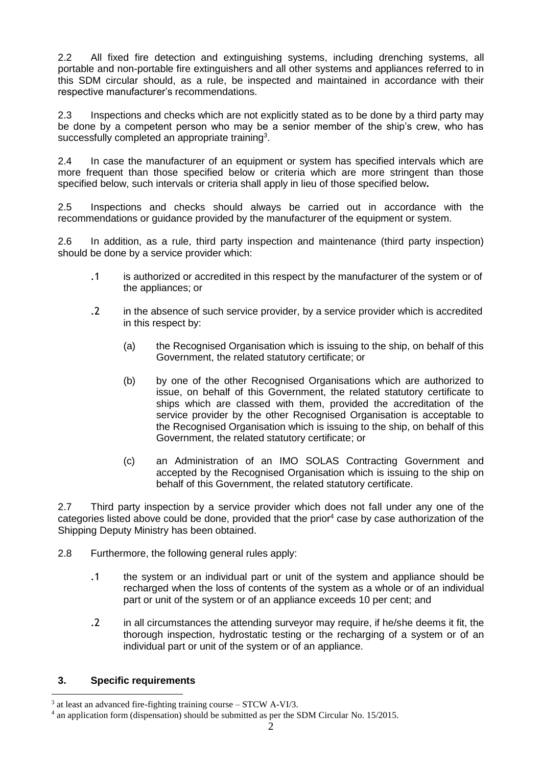2.2 All fixed fire detection and extinguishing systems, including drenching systems, all portable and non-portable fire extinguishers and all other systems and appliances referred to in this SDM circular should, as a rule, be inspected and maintained in accordance with their respective manufacturer's recommendations.

2.3 Inspections and checks which are not explicitly stated as to be done by a third party may be done by a competent person who may be a senior member of the ship's crew, who has successfully completed an appropriate training[3].

2.4 In case the manufacturer of an equipment or system has specified intervals which are more frequent than those specified below or criteria which are more stringent than those specified below, such intervals or criteria shall apply in lieu of those specified below**.**

2.5 Inspections and checks should always be carried out in accordance with the recommendations or guidance provided by the manufacturer of the equipment or system.

2.6 In addition, as a rule, third party inspection and maintenance (third party inspection) should be done by a service provider which:

.1 is authorized or accredited in this respect by the manufacturer of the system or of the appliances; or

.2 in the absence of such service provider, by a service provider which is accredited in this respect by:

(a) the Recognised Organisation which is issuing to the ship, on behalf of this Government, the related statutory certificate; or

(b) by one of the other Recognised Organisations which are authorized to issue, on behalf of this Government, the related statutory certificate to ships which are classed with them, provided the accreditation of the service provider by the other Recognised Organisation is acceptable to the Recognised Organisation which is issuing to the ship, on behalf of this Government, the related statutory certificate; or

(c) an Administration of an IMO SOLAS Contracting Government and accepted by the Recognised Organisation which is issuing to the ship on behalf of this Government, the related statutory certificate.

2.7 Third party inspection by a service provider which does not fall under any one of the categories listed above could be done, provided that the prior[4] case by case authorization of the Shipping Deputy Ministry has been obtained.

2.8 Furthermore, the following general rules apply:

.1 the system or an individual part or unit of the system and appliance should be recharged when the loss of contents of the system as a whole or of an individual part or unit of the system or of an appliance exceeds 10 per cent; and

.2 in all circumstances the attending surveyor may require, if he/she deems it fit, the thorough inspection, hydrostatic testing or the recharging of a system or of an individual part or unit of the system or of an appliance.

## 3. Specific requirements

[3] at least an advanced fire-fighting training course – STCW A-VI/3.

[4] an application form (dispensation) should be submitted as per the SDM Circular No. 15/2015.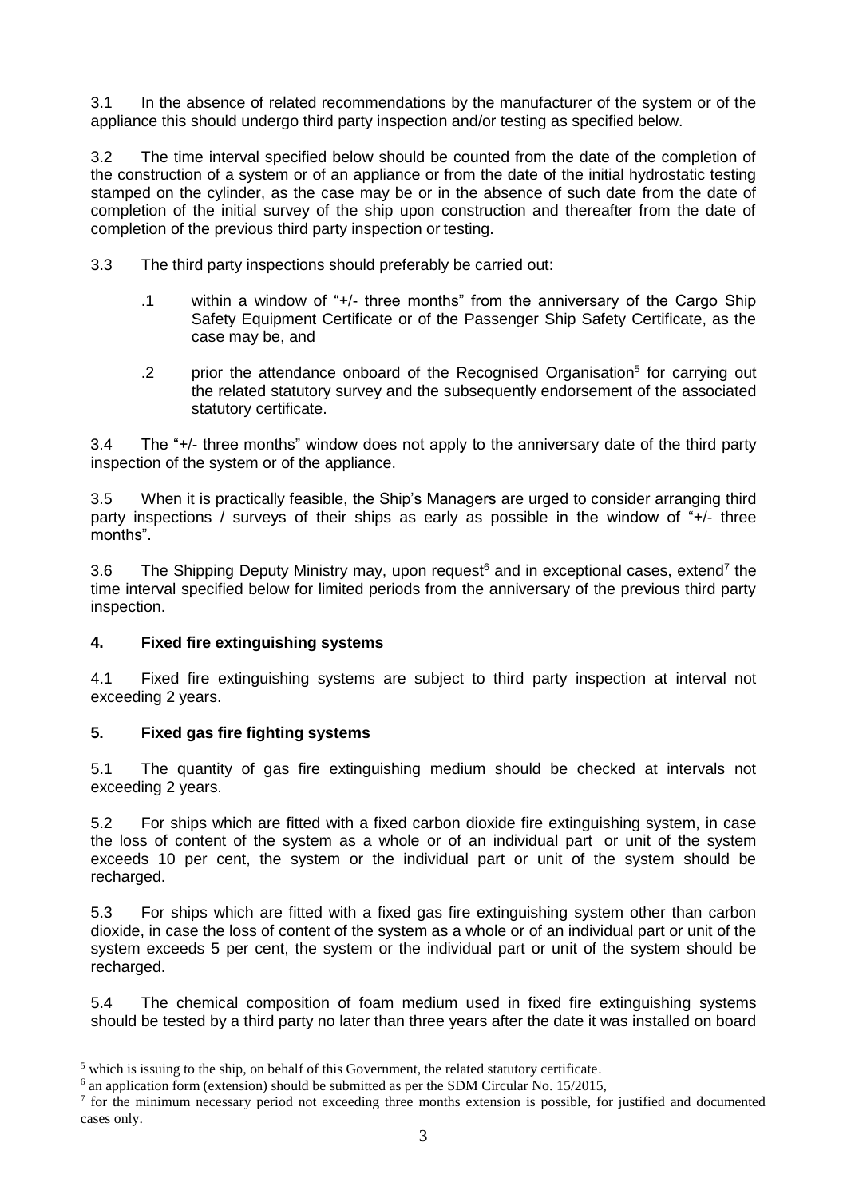3.1 In the absence of related recommendations by the manufacturer of the system or of the appliance this should undergo third party inspection and/or testing as specified below.

3.2 The time interval specified below should be counted from the date of the completion of the construction of a system or of an appliance or from the date of the initial hydrostatic testing stamped on the cylinder, as the case may be or in the absence of such date from the date of completion of the initial survey of the ship upon construction and thereafter from the date of completion of the previous third party inspection or testing.

3.3 The third party inspections should preferably be carried out:

.1 within a window of "+/- three months" from the anniversary of the Cargo Ship Safety Equipment Certificate or of the Passenger Ship Safety Certificate, as the case may be, and

.2 prior the attendance onboard of the Recognised Organisation[5] for carrying out the related statutory survey and the subsequently endorsement of the associated statutory certificate.

3.4 The "+/- three months" window does not apply to the anniversary date of the third party inspection of the system or of the appliance.

3.5 When it is practically feasible, the Ship's Managers are urged to consider arranging third party inspections / surveys of their ships as early as possible in the window of "+/- three months".

3.6 The Shipping Deputy Ministry may, upon request[6] and in exceptional cases, extend[7] the time interval specified below for limited periods from the anniversary of the previous third party inspection.

## 4. Fixed fire extinguishing systems

4.1 Fixed fire extinguishing systems are subject to third party inspection at interval not exceeding 2 years.

## 5. Fixed gas fire fighting systems

5.1 The quantity of gas fire extinguishing medium should be checked at intervals not exceeding 2 years.

5.2 For ships which are fitted with a fixed carbon dioxide fire extinguishing system, in case the loss of content of the system as a whole or of an individual part or unit of the system exceeds 10 per cent, the system or the individual part or unit of the system should be recharged.

5.3 For ships which are fitted with a fixed gas fire extinguishing system other than carbon dioxide, in case the loss of content of the system as a whole or of an individual part or unit of the system exceeds 5 per cent, the system or the individual part or unit of the system should be recharged.

5.4 The chemical composition of foam medium used in fixed fire extinguishing systems should be tested by a third party no later than three years after the date it was installed on board

---

[5] which is issuing to the ship, on behalf of this Government, the related statutory certificate.

[6] an application form (extension) should be submitted as per the SDM Circular No. 15/2015,

[7] for the minimum necessary period not exceeding three months extension is possible, for justified and documented cases only.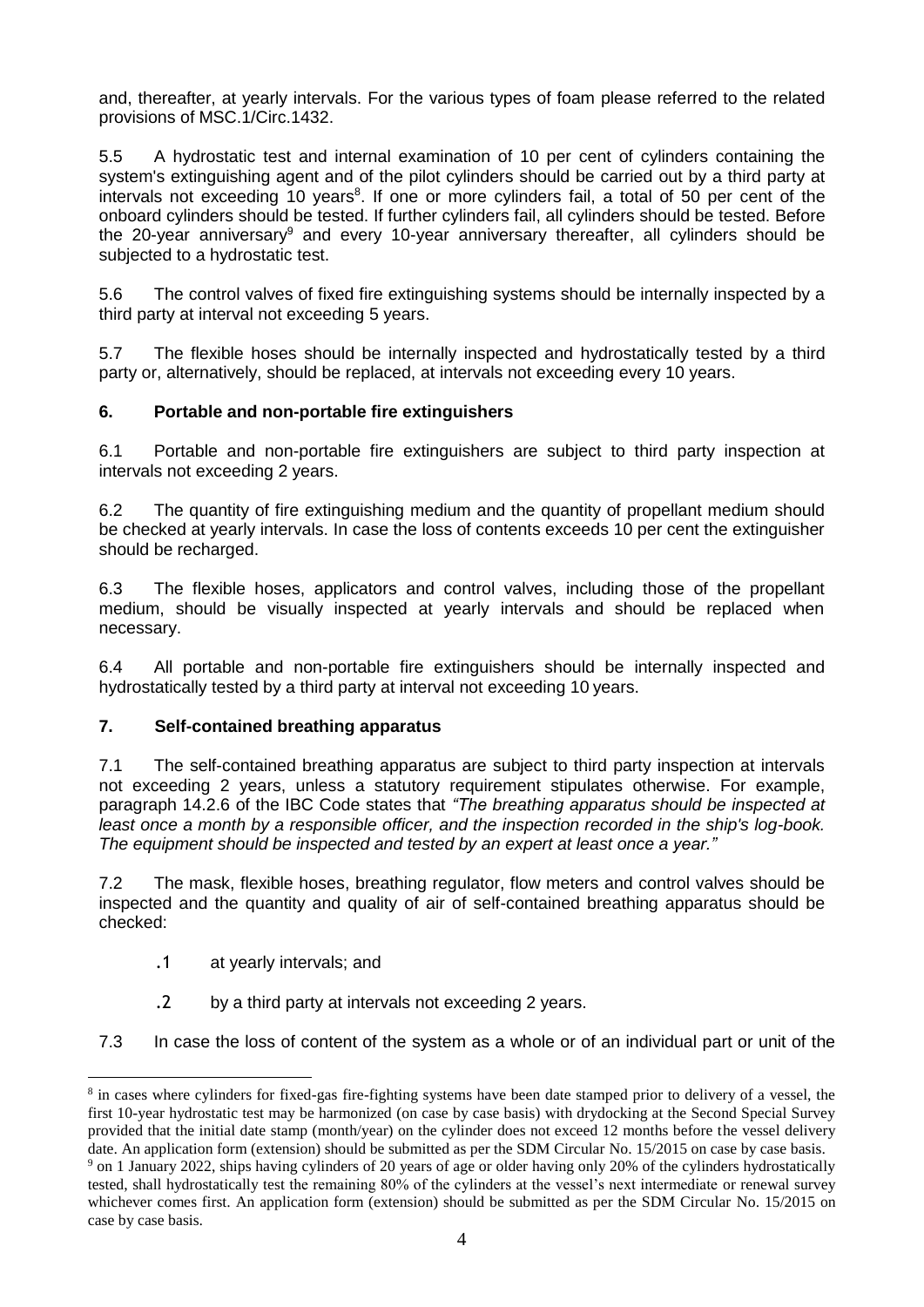and, thereafter, at yearly intervals. For the various types of foam please referred to the related provisions of MSC.1/Circ.1432.

5.5 A hydrostatic test and internal examination of 10 per cent of cylinders containing the system's extinguishing agent and of the pilot cylinders should be carried out by a third party at intervals not exceeding 10 years[8]. If one or more cylinders fail, a total of 50 per cent of the onboard cylinders should be tested. If further cylinders fail, all cylinders should be tested. Before the 20-year anniversary[9] and every 10-year anniversary thereafter, all cylinders should be subjected to a hydrostatic test.

5.6 The control valves of fixed fire extinguishing systems should be internally inspected by a third party at interval not exceeding 5 years.

5.7 The flexible hoses should be internally inspected and hydrostatically tested by a third party or, alternatively, should be replaced, at intervals not exceeding every 10 years.

## 6. Portable and non-portable fire extinguishers

6.1 Portable and non-portable fire extinguishers are subject to third party inspection at intervals not exceeding 2 years.

6.2 The quantity of fire extinguishing medium and the quantity of propellant medium should be checked at yearly intervals. In case the loss of contents exceeds 10 per cent the extinguisher should be recharged.

6.3 The flexible hoses, applicators and control valves, including those of the propellant medium, should be visually inspected at yearly intervals and should be replaced when necessary.

6.4 All portable and non-portable fire extinguishers should be internally inspected and hydrostatically tested by a third party at interval not exceeding 10 years.

## 7. Self-contained breathing apparatus

7.1 The self-contained breathing apparatus are subject to third party inspection at intervals not exceeding 2 years, unless a statutory requirement stipulates otherwise. For example, paragraph 14.2.6 of the IBC Code states that *"The breathing apparatus should be inspected at least once a month by a responsible officer, and the inspection recorded in the ship's log-book. The equipment should be inspected and tested by an expert at least once a year."*

7.2 The mask, flexible hoses, breathing regulator, flow meters and control valves should be inspected and the quantity and quality of air of self-contained breathing apparatus should be checked:

.1 at yearly intervals; and

.2 by a third party at intervals not exceeding 2 years.

7.3 In case the loss of content of the system as a whole or of an individual part or unit of the

---

[8] in cases where cylinders for fixed-gas fire-fighting systems have been date stamped prior to delivery of a vessel, the first 10-year hydrostatic test may be harmonized (on case by case basis) with drydocking at the Second Special Survey provided that the initial date stamp (month/year) on the cylinder does not exceed 12 months before the vessel delivery date. An application form (extension) should be submitted as per the SDM Circular No. 15/2015 on case by case basis.

[9] on 1 January 2022, ships having cylinders of 20 years of age or older having only 20% of the cylinders hydrostatically tested, shall hydrostatically test the remaining 80% of the cylinders at the vessel's next intermediate or renewal survey whichever comes first. An application form (extension) should be submitted as per the SDM Circular No. 15/2015 on case by case basis.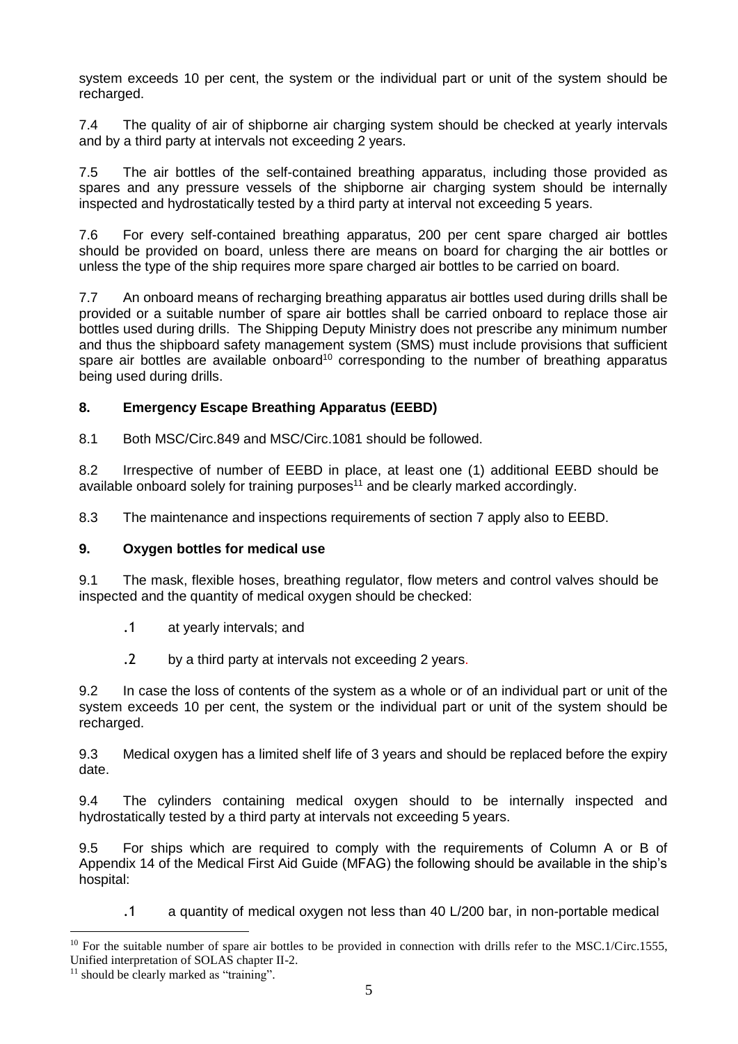system exceeds 10 per cent, the system or the individual part or unit of the system should be recharged.

7.4 The quality of air of shipborne air charging system should be checked at yearly intervals and by a third party at intervals not exceeding 2 years.

7.5 The air bottles of the self-contained breathing apparatus, including those provided as spares and any pressure vessels of the shipborne air charging system should be internally inspected and hydrostatically tested by a third party at interval not exceeding 5 years.

7.6 For every self-contained breathing apparatus, 200 per cent spare charged air bottles should be provided on board, unless there are means on board for charging the air bottles or unless the type of the ship requires more spare charged air bottles to be carried on board.

7.7 An onboard means of recharging breathing apparatus air bottles used during drills shall be provided or a suitable number of spare air bottles shall be carried onboard to replace those air bottles used during drills. The Shipping Deputy Ministry does not prescribe any minimum number and thus the shipboard safety management system (SMS) must include provisions that sufficient spare air bottles are available onboard[10] corresponding to the number of breathing apparatus being used during drills.

### 8. Emergency Escape Breathing Apparatus (EEBD)

8.1 Both MSC/Circ.849 and MSC/Circ.1081 should be followed.

8.2 Irrespective of number of EEBD in place, at least one (1) additional EEBD should be available onboard solely for training purposes[11] and be clearly marked accordingly.

8.3 The maintenance and inspections requirements of section 7 apply also to EEBD.

### 9. Oxygen bottles for medical use

9.1 The mask, flexible hoses, breathing regulator, flow meters and control valves should be inspected and the quantity of medical oxygen should be checked:

- .1 at yearly intervals; and
- .2 by a third party at intervals not exceeding 2 years.

9.2 In case the loss of contents of the system as a whole or of an individual part or unit of the system exceeds 10 per cent, the system or the individual part or unit of the system should be recharged.

9.3 Medical oxygen has a limited shelf life of 3 years and should be replaced before the expiry date.

9.4 The cylinders containing medical oxygen should to be internally inspected and hydrostatically tested by a third party at intervals not exceeding 5 years.

9.5 For ships which are required to comply with the requirements of Column A or B of Appendix 14 of the Medical First Aid Guide (MFAG) the following should be available in the ship's hospital:

- .1 a quantity of medical oxygen not less than 40 L/200 bar, in non-portable medical

---

[10] For the suitable number of spare air bottles to be provided in connection with drills refer to the MSC.1/Circ.1555, Unified interpretation of SOLAS chapter II-2.

[11] should be clearly marked as "training".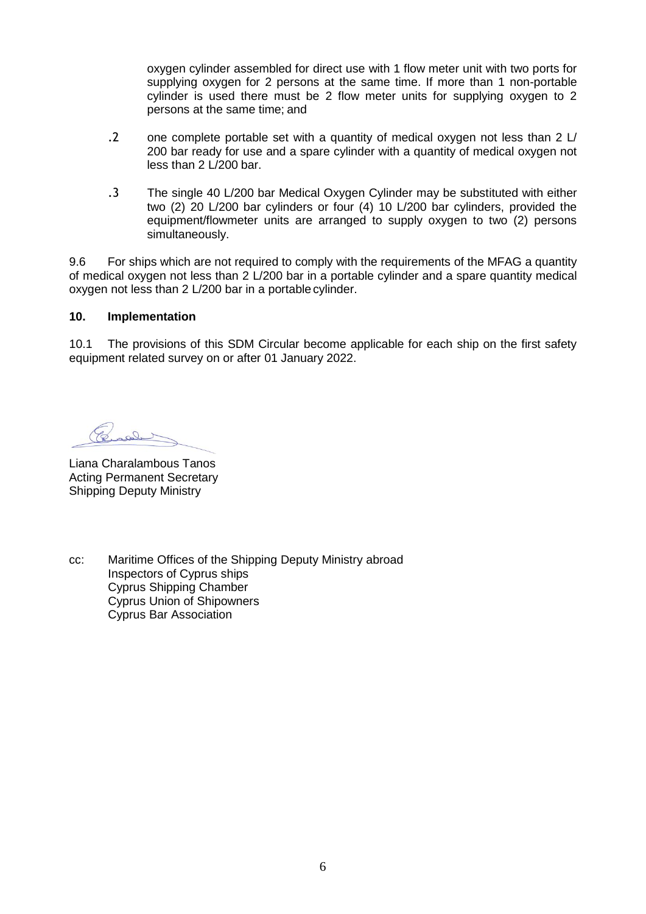oxygen cylinder assembled for direct use with 1 flow meter unit with two ports for supplying oxygen for 2 persons at the same time. If more than 1 non-portable cylinder is used there must be 2 flow meter units for supplying oxygen to 2 persons at the same time; and

.2 one complete portable set with a quantity of medical oxygen not less than 2 L/ 200 bar ready for use and a spare cylinder with a quantity of medical oxygen not less than 2 L/200 bar.

.3 The single 40 L/200 bar Medical Oxygen Cylinder may be substituted with either two (2) 20 L/200 bar cylinders or four (4) 10 L/200 bar cylinders, provided the equipment/flowmeter units are arranged to supply oxygen to two (2) persons simultaneously.

9.6 For ships which are not required to comply with the requirements of the MFAG a quantity of medical oxygen not less than 2 L/200 bar in a portable cylinder and a spare quantity medical oxygen not less than 2 L/200 bar in a portable cylinder.

**10. Implementation**

10.1 The provisions of this SDM Circular become applicable for each ship on the first safety equipment related survey on or after 01 January 2022.

Liana Charalambous Tanos
Acting Permanent Secretary
Shipping Deputy Ministry

cc: Maritime Offices of the Shipping Deputy Ministry abroad
Inspectors of Cyprus ships
Cyprus Shipping Chamber
Cyprus Union of Shipowners
Cyprus Bar Association